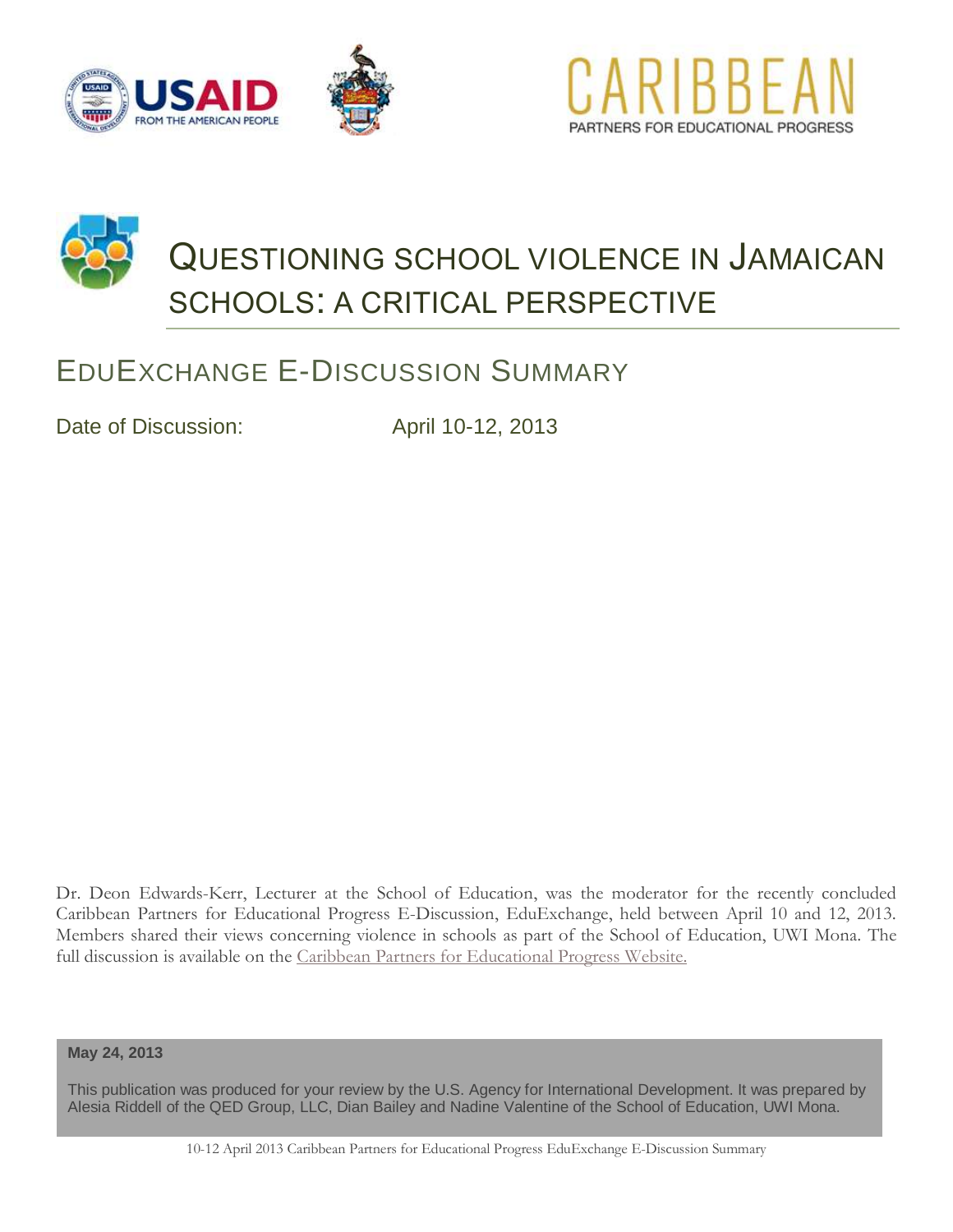# Questioning School Violence in Jamaican Schools: A Critical Perspective

## EduExchange E-Discussion Summary

Date of Discussion: April 10-12, 2013

Dr. Deon Edwards-Kerr, Lecturer at the School of Education, was the moderator for the recently concluded Caribbean Partners for Educational Progress E-Discussion, EduExchange, held between April 10 and 12, 2013. Members shared their views concerning violence in schools as part of the School of Education, UWI Mona. The full discussion is available on the Caribbean Partners for Educational Progress Website.

**May 24, 2013**

This publication was produced for your review by the U.S. Agency for International Development. It was prepared by Alesia Riddell of the QED Group, LLC, Dian Bailey and Nadine Valentine of the School of Education, UWI Mona.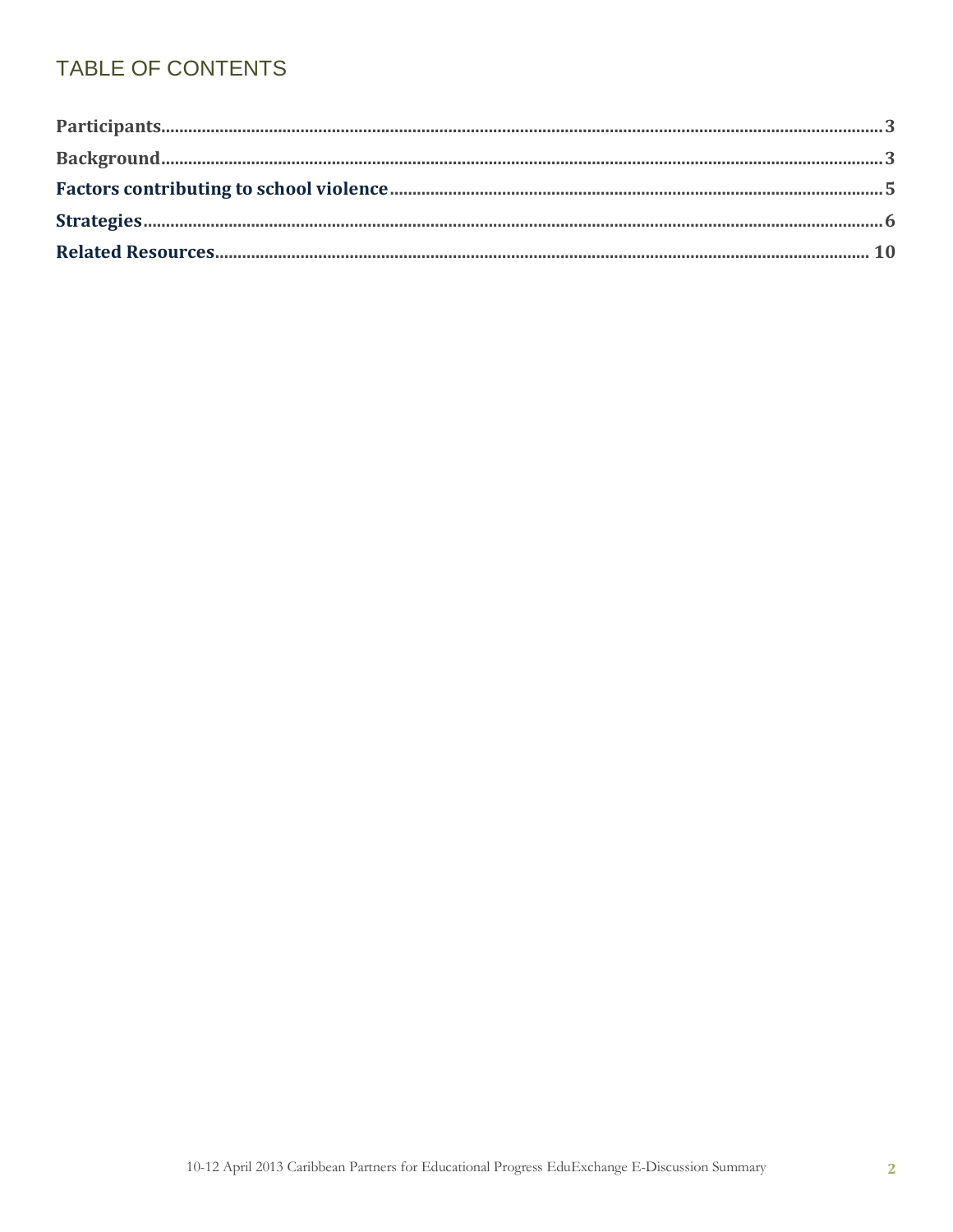# TABLE OF CONTENTS

**Participants** ....... 3

**Background** ....... 3

**Factors contributing to school violence** ....... 5

**Strategies** ....... 6

**Related Resources** ....... 10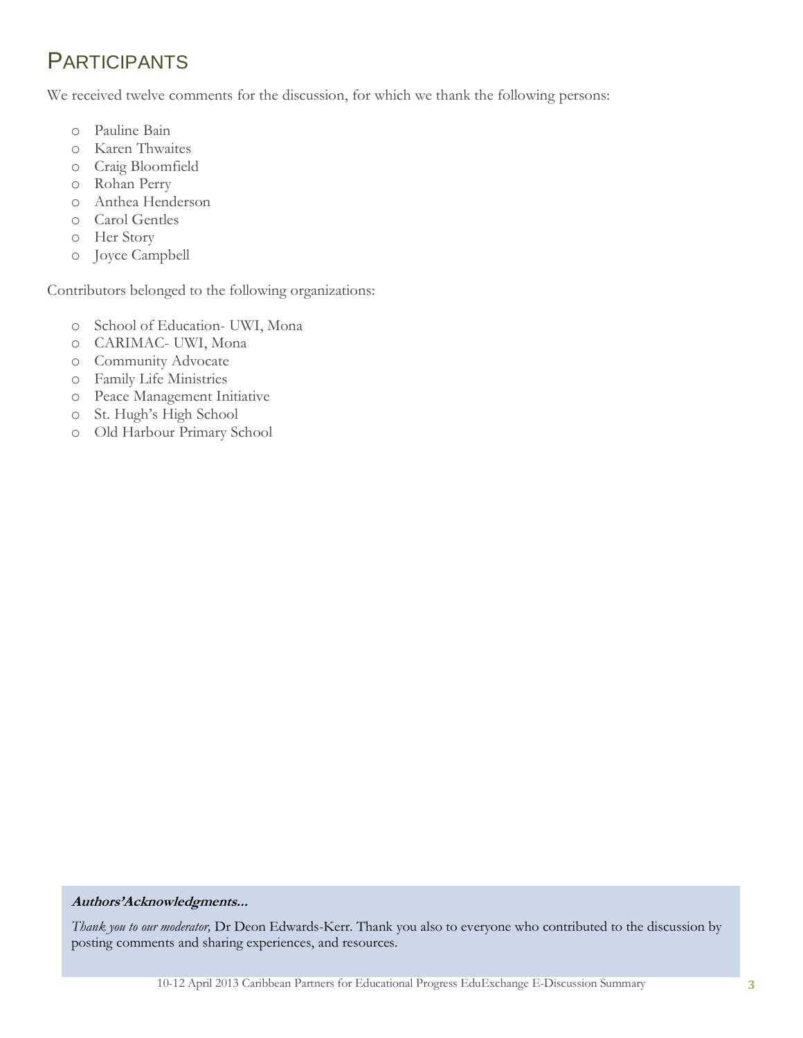# PARTICIPANTS

We received twelve comments for the discussion, for which we thank the following persons:

- Pauline Bain
- Karen Thwaites
- Craig Bloomfield
- Rohan Perry
- Anthea Henderson
- Carol Gentles
- Her Story
- Joyce Campbell

Contributors belonged to the following organizations:

- School of Education- UWI, Mona
- CARIMAC- UWI, Mona
- Community Advocate
- Family Life Ministries
- Peace Management Initiative
- St. Hugh's High School
- Old Harbour Primary School

***Authors'Acknowledgments…***

*Thank you to our moderator,* Dr Deon Edwards-Kerr. Thank you also to everyone who contributed to the discussion by posting comments and sharing experiences, and resources.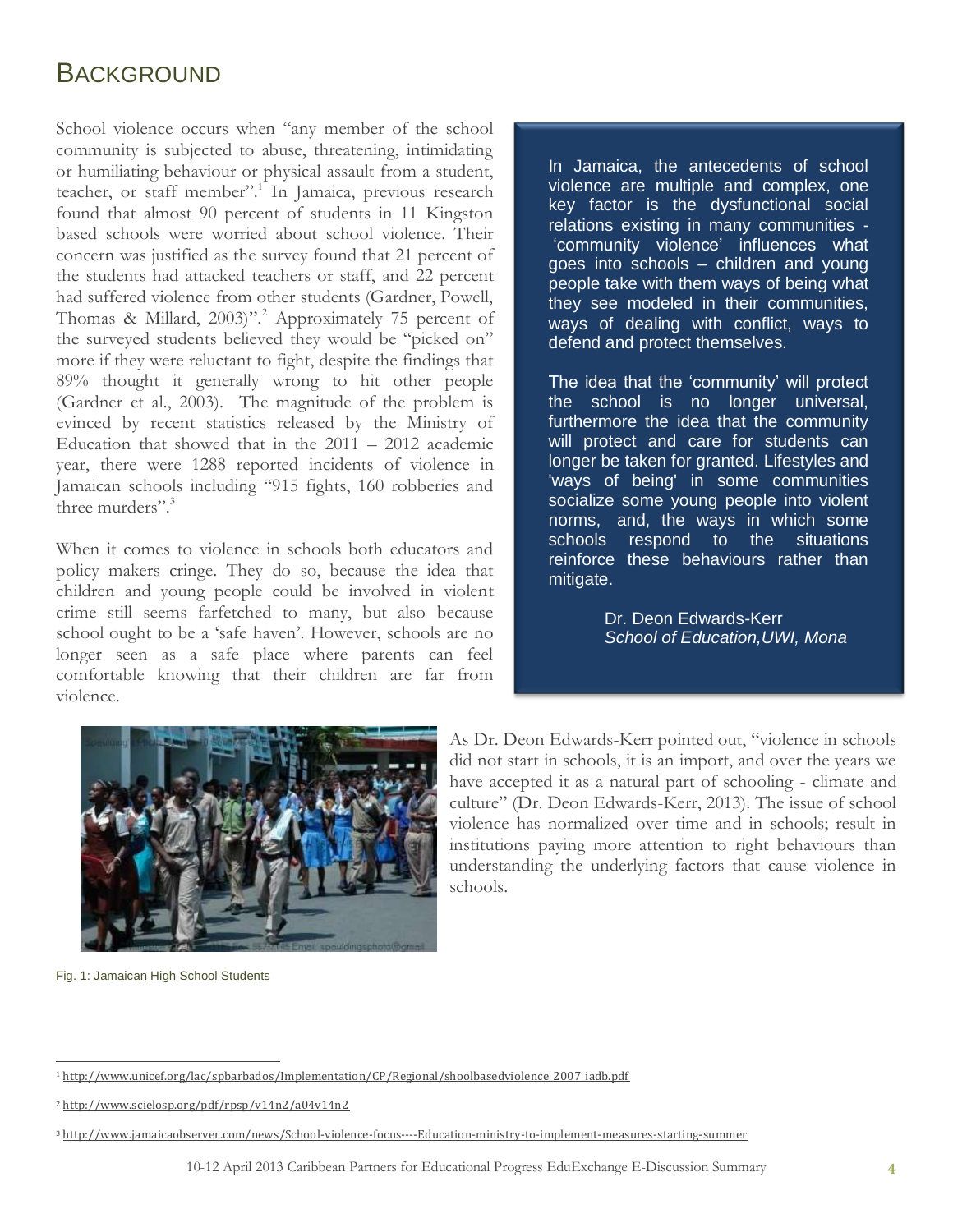# BACKGROUND

School violence occurs when "any member of the school community is subjected to abuse, threatening, intimidating or humiliating behaviour or physical assault from a student, teacher, or staff member".[1] In Jamaica, previous research found that almost 90 percent of students in 11 Kingston based schools were worried about school violence. Their concern was justified as the survey found that 21 percent of the students had attacked teachers or staff, and 22 percent had suffered violence from other students (Gardner, Powell, Thomas & Millard, 2003)".[2] Approximately 75 percent of the surveyed students believed they would be "picked on" more if they were reluctant to fight, despite the findings that 89% thought it generally wrong to hit other people (Gardner et al., 2003). The magnitude of the problem is evinced by recent statistics released by the Ministry of Education that showed that in the 2011 – 2012 academic year, there were 1288 reported incidents of violence in Jamaican schools including "915 fights, 160 robberies and three murders".[3]

When it comes to violence in schools both educators and policy makers cringe. They do so, because the idea that children and young people could be involved in violent crime still seems farfetched to many, but also because school ought to be a 'safe haven'. However, schools are no longer seen as a safe place where parents can feel comfortable knowing that their children are far from violence.

> In Jamaica, the antecedents of school violence are multiple and complex, one key factor is the dysfunctional social relations existing in many communities - 'community violence' influences what goes into schools – children and young people take with them ways of being what they see modeled in their communities, ways of dealing with conflict, ways to defend and protect themselves.
>
> The idea that the 'community' will protect the school is no longer universal, furthermore the idea that the community will protect and care for students can longer be taken for granted. Lifestyles and 'ways of being' in some communities socialize some young people into violent norms, and, the ways in which some schools respond to the situations reinforce these behaviours rather than mitigate.
>
> Dr. Deon Edwards-Kerr
> *School of Education,UWI, Mona*

Fig. 1: Jamaican High School Students

As Dr. Deon Edwards-Kerr pointed out, "violence in schools did not start in schools, it is an import, and over the years we have accepted it as a natural part of schooling - climate and culture" (Dr. Deon Edwards-Kerr, 2013). The issue of school violence has normalized over time and in schools; result in institutions paying more attention to right behaviours than understanding the underlying factors that cause violence in schools.

---

[1] http://www.unicef.org/lac/spbarbados/Implementation/CP/Regional/shoolbasedviolence 2007 iadb.pdf

[2] http://www.scielosp.org/pdf/rpsp/v14n2/a04v14n2

[3] http://www.jamaicaobserver.com/news/School-violence-focus----Education-ministry-to-implement-measures-starting-summer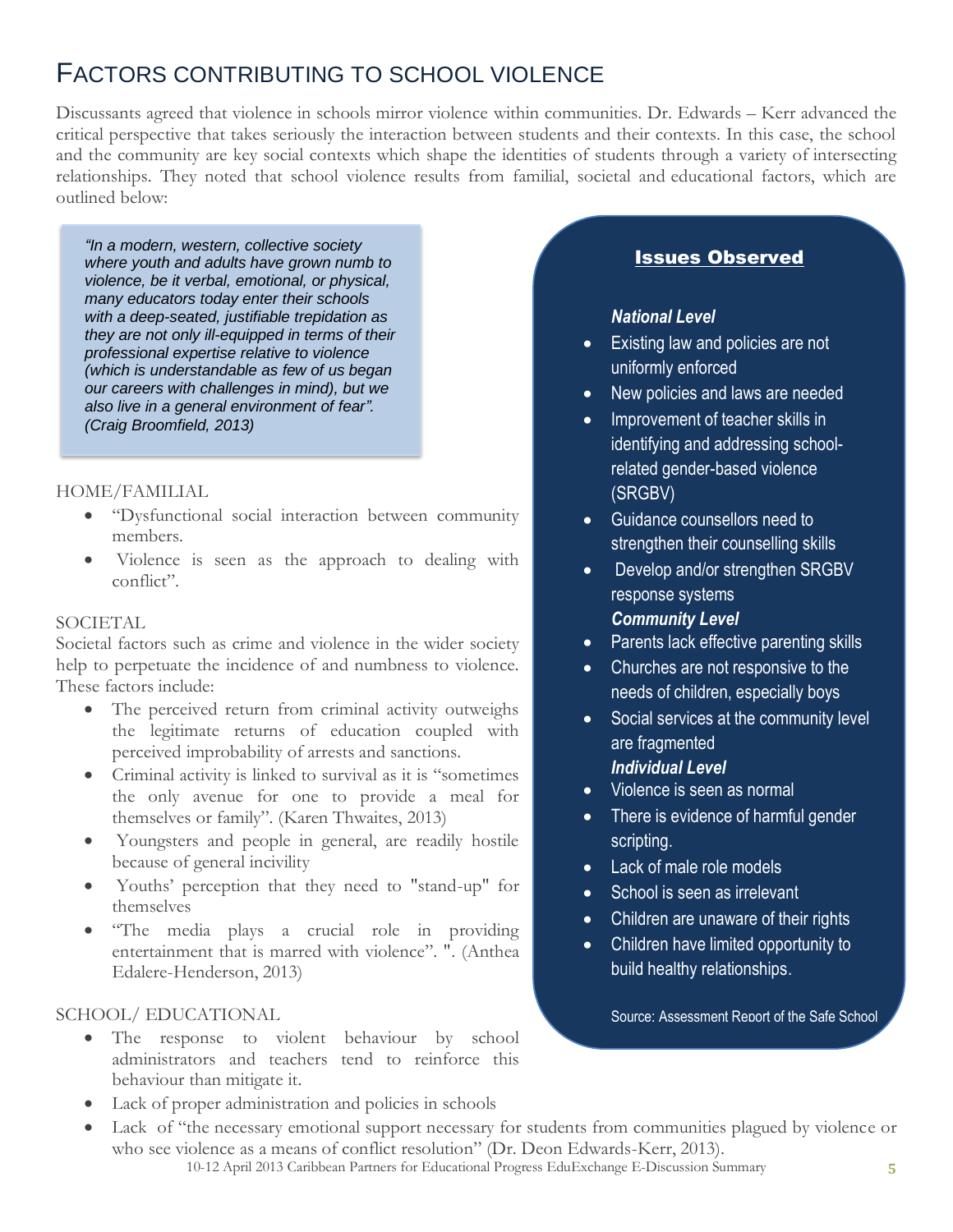# FACTORS CONTRIBUTING TO SCHOOL VIOLENCE

Discussants agreed that violence in schools mirror violence within communities. Dr. Edwards – Kerr advanced the critical perspective that takes seriously the interaction between students and their contexts. In this case, the school and the community are key social contexts which shape the identities of students through a variety of intersecting relationships. They noted that school violence results from familial, societal and educational factors, which are outlined below:

> *"In a modern, western, collective society where youth and adults have grown numb to violence, be it verbal, emotional, or physical, many educators today enter their schools with a deep-seated, justifiable trepidation as they are not only ill-equipped in terms of their professional expertise relative to violence (which is understandable as few of us began our careers with challenges in mind), but we also live in a general environment of fear". (Craig Broomfield, 2013)*

HOME/FAMILIAL

- "Dysfunctional social interaction between community members.
- Violence is seen as the approach to dealing with conflict".

SOCIETAL

Societal factors such as crime and violence in the wider society help to perpetuate the incidence of and numbness to violence. These factors include:

- The perceived return from criminal activity outweighs the legitimate returns of education coupled with perceived improbability of arrests and sanctions.
- Criminal activity is linked to survival as it is "sometimes the only avenue for one to provide a meal for themselves or family". (Karen Thwaites, 2013)
- Youngsters and people in general, are readily hostile because of general incivility
- Youths' perception that they need to "stand-up" for themselves
- "The media plays a crucial role in providing entertainment that is marred with violence". ". (Anthea Edalere-Henderson, 2013)

SCHOOL/ EDUCATIONAL

- The response to violent behaviour by school administrators and teachers tend to reinforce this behaviour than mitigate it.
- Lack of proper administration and policies in schools
- Lack of "the necessary emotional support necessary for students from communities plagued by violence or who see violence as a means of conflict resolution" (Dr. Deon Edwards-Kerr, 2013).

## Issues Observed

***National Level***

- Existing law and policies are not uniformly enforced
- New policies and laws are needed
- Improvement of teacher skills in identifying and addressing school-related gender-based violence (SRGBV)
- Guidance counsellors need to strengthen their counselling skills
- Develop and/or strengthen SRGBV response systems

***Community Level***

- Parents lack effective parenting skills
- Churches are not responsive to the needs of children, especially boys
- Social services at the community level are fragmented

***Individual Level***

- Violence is seen as normal
- There is evidence of harmful gender scripting.
- Lack of male role models
- School is seen as irrelevant
- Children are unaware of their rights
- Children have limited opportunity to build healthy relationships.

Source: Assessment Report of the Safe School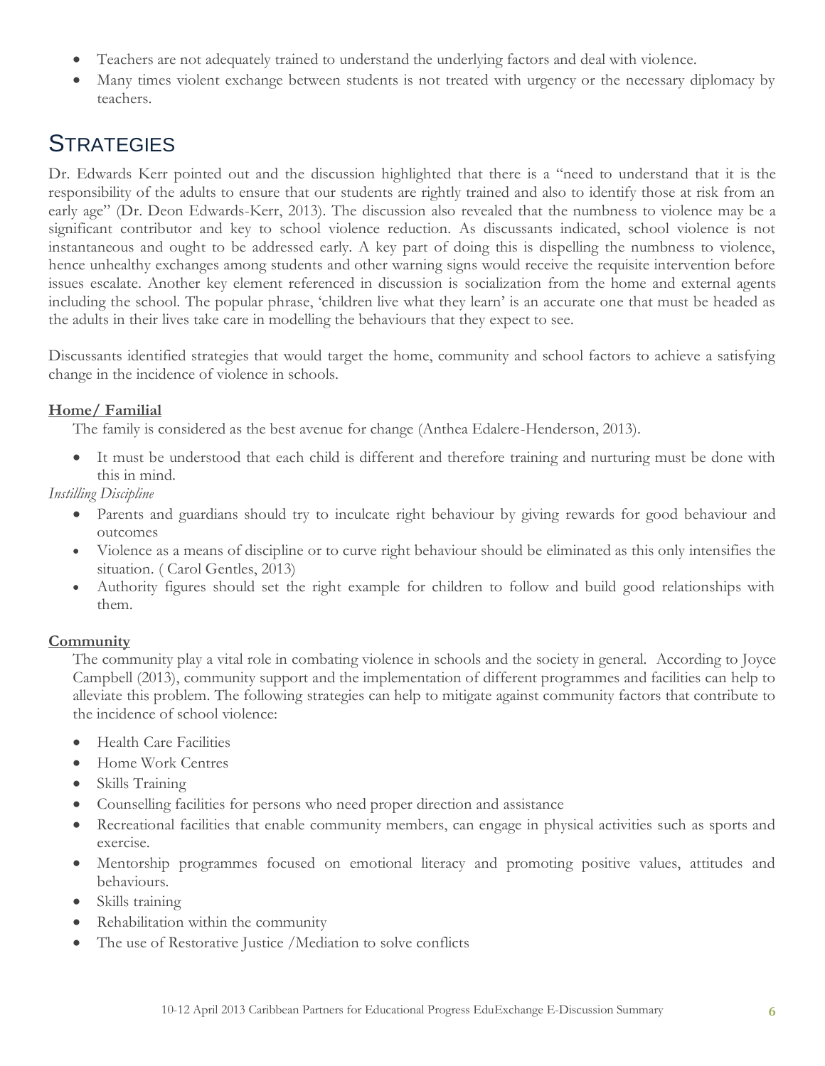- Teachers are not adequately trained to understand the underlying factors and deal with violence.
- Many times violent exchange between students is not treated with urgency or the necessary diplomacy by teachers.

# Strategies

Dr. Edwards Kerr pointed out and the discussion highlighted that there is a "need to understand that it is the responsibility of the adults to ensure that our students are rightly trained and also to identify those at risk from an early age" (Dr. Deon Edwards-Kerr, 2013). The discussion also revealed that the numbness to violence may be a significant contributor and key to school violence reduction. As discussants indicated, school violence is not instantaneous and ought to be addressed early. A key part of doing this is dispelling the numbness to violence, hence unhealthy exchanges among students and other warning signs would receive the requisite intervention before issues escalate. Another key element referenced in discussion is socialization from the home and external agents including the school. The popular phrase, 'children live what they learn' is an accurate one that must be headed as the adults in their lives take care in modelling the behaviours that they expect to see.

Discussants identified strategies that would target the home, community and school factors to achieve a satisfying change in the incidence of violence in schools.

**Home/ Familial**

The family is considered as the best avenue for change (Anthea Edalere-Henderson, 2013).

- It must be understood that each child is different and therefore training and nurturing must be done with this in mind.

*Instilling Discipline*

- Parents and guardians should try to inculcate right behaviour by giving rewards for good behaviour and outcomes
- Violence as a means of discipline or to curve right behaviour should be eliminated as this only intensifies the situation. ( Carol Gentles, 2013)
- Authority figures should set the right example for children to follow and build good relationships with them.

**Community**

The community play a vital role in combating violence in schools and the society in general. According to Joyce Campbell (2013), community support and the implementation of different programmes and facilities can help to alleviate this problem. The following strategies can help to mitigate against community factors that contribute to the incidence of school violence:

- Health Care Facilities
- Home Work Centres
- Skills Training
- Counselling facilities for persons who need proper direction and assistance
- Recreational facilities that enable community members, can engage in physical activities such as sports and exercise.
- Mentorship programmes focused on emotional literacy and promoting positive values, attitudes and behaviours.
- Skills training
- Rehabilitation within the community
- The use of Restorative Justice /Mediation to solve conflicts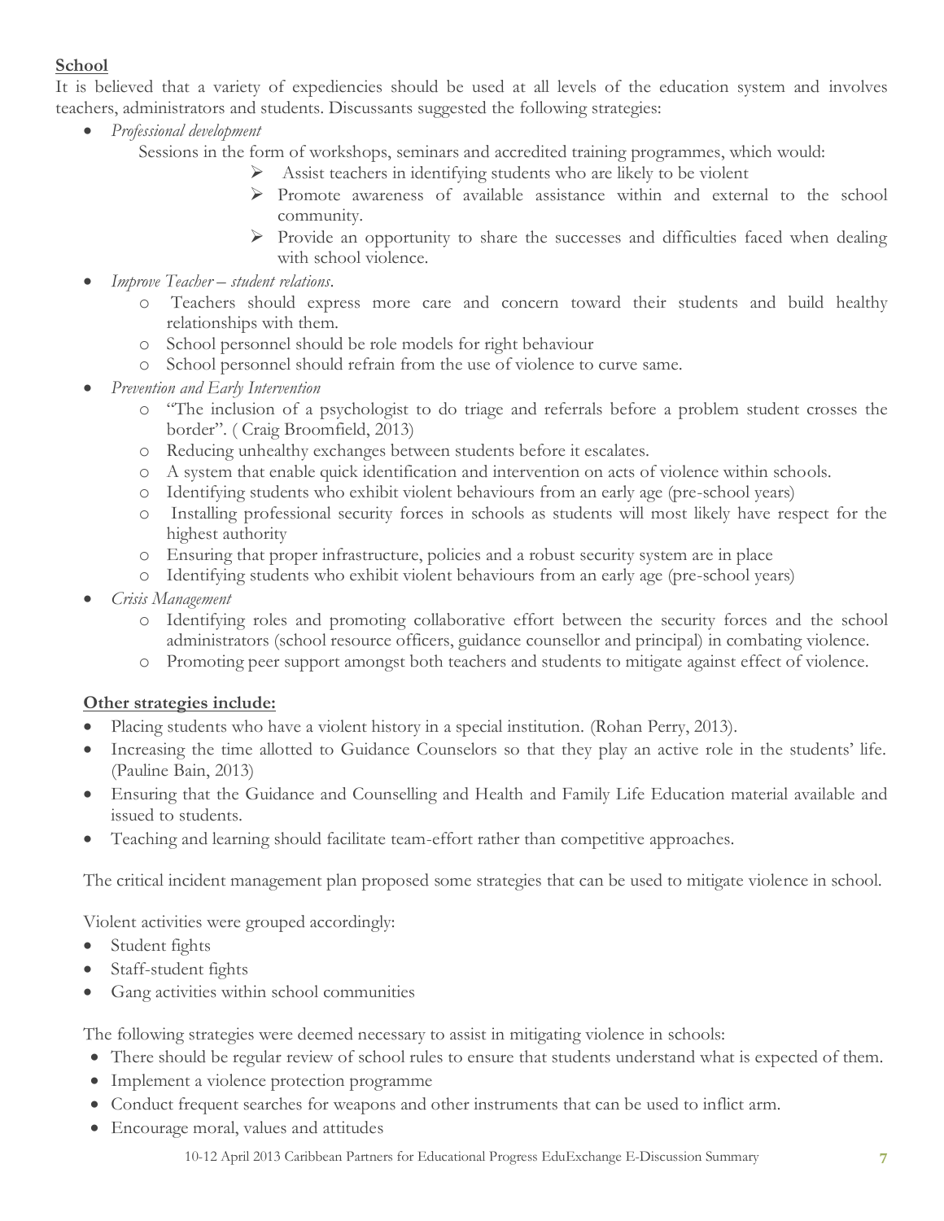**School**

It is believed that a variety of expediencies should be used at all levels of the education system and involves teachers, administrators and students. Discussants suggested the following strategies:

- *Professional development*

  Sessions in the form of workshops, seminars and accredited training programmes, which would:
  - Assist teachers in identifying students who are likely to be violent
  - Promote awareness of available assistance within and external to the school community.
  - Provide an opportunity to share the successes and difficulties faced when dealing with school violence.
- *Improve Teacher – student relations.*
  - Teachers should express more care and concern toward their students and build healthy relationships with them.
  - School personnel should be role models for right behaviour
  - School personnel should refrain from the use of violence to curve same.
- *Prevention and Early Intervention*
  - "The inclusion of a psychologist to do triage and referrals before a problem student crosses the border". ( Craig Broomfield, 2013)
  - Reducing unhealthy exchanges between students before it escalates.
  - A system that enable quick identification and intervention on acts of violence within schools.
  - Identifying students who exhibit violent behaviours from an early age (pre-school years)
  - Installing professional security forces in schools as students will most likely have respect for the highest authority
  - Ensuring that proper infrastructure, policies and a robust security system are in place
  - Identifying students who exhibit violent behaviours from an early age (pre-school years)
- *Crisis Management*
  - Identifying roles and promoting collaborative effort between the security forces and the school administrators (school resource officers, guidance counsellor and principal) in combating violence.
  - Promoting peer support amongst both teachers and students to mitigate against effect of violence.

**Other strategies include:**

- Placing students who have a violent history in a special institution. (Rohan Perry, 2013).
- Increasing the time allotted to Guidance Counselors so that they play an active role in the students' life. (Pauline Bain, 2013)
- Ensuring that the Guidance and Counselling and Health and Family Life Education material available and issued to students.
- Teaching and learning should facilitate team-effort rather than competitive approaches.

The critical incident management plan proposed some strategies that can be used to mitigate violence in school.

Violent activities were grouped accordingly:

- Student fights
- Staff-student fights
- Gang activities within school communities

The following strategies were deemed necessary to assist in mitigating violence in schools:

- There should be regular review of school rules to ensure that students understand what is expected of them.
- Implement a violence protection programme
- Conduct frequent searches for weapons and other instruments that can be used to inflict arm.
- Encourage moral, values and attitudes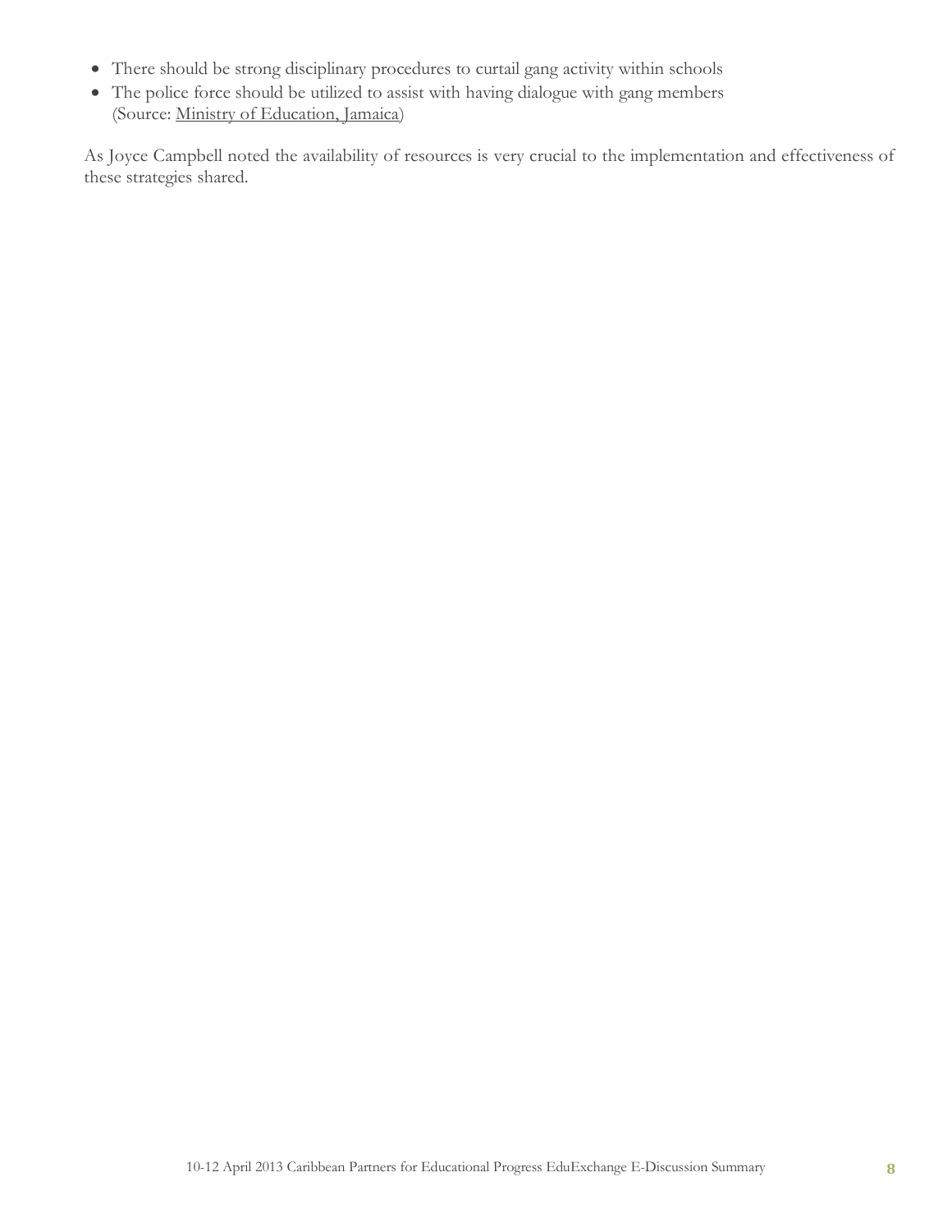- There should be strong disciplinary procedures to curtail gang activity within schools
- The police force should be utilized to assist with having dialogue with gang members (Source: Ministry of Education, Jamaica)

As Joyce Campbell noted the availability of resources is very crucial to the implementation and effectiveness of these strategies shared.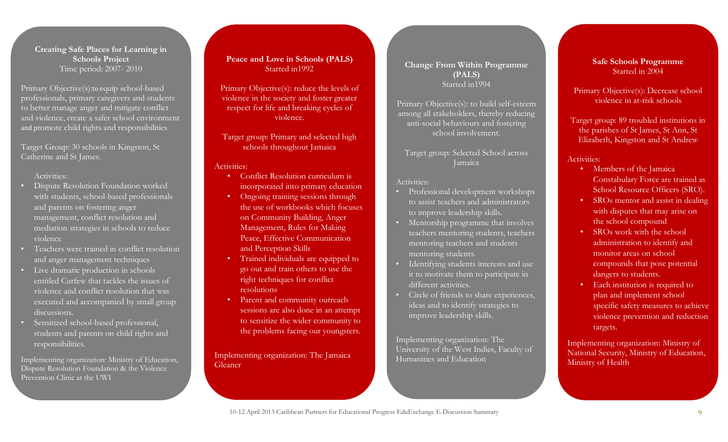**Creating Safe Places for Learning in Schools Project**
Time period: 2007- 2010

Primary Objective(s):to equip school-based professionals, primary caregivers and students to better manage anger and mitigate conflict and violence, create a safer school environment and promote child rights and responsibilities

Target Group: 30 schools in Kingston, St Catherine and St James.

Activities:

- Dispute Resolution Foundation worked with students, school-based professionals and parents on fostering anger management, conflict resolution and mediation strategies in schools to reduce violence
- Teachers were trained in conflict resolution and anger management techniques
- Live dramatic production in schools entitled Curfew that tackles the issues of violence and conflict resolution that was executed and accompanied by small group discussions.
- Sensitized school-based professional, students and parents on child rights and responsibilities.

Implementing organization: Ministry of Education, Dispute Resolution Foundation & the Violence Prevention Clinic at the UWI

**Peace and Love in Schools (PALS)**
Started in1992

Primary Objective(s): reduce the levels of violence in the society and foster greater respect for life and breaking cycles of violence.

Target group: Primary and selected high schools throughout Jamaica

Activities:

- Conflict Resolution curriculum is incorporated into primary education
- Ongoing training sessions through the use of workbooks which focuses on Community Building, Anger Management, Rules for Making Peace, Effective Communication and Perception Skills
- Trained individuals are equipped to go out and train others to use the right techniques for conflict resolutions
- Parent and community outreach sessions are also done in an attempt to sensitize the wider community to the problems facing our youngsters.

Implementing organization: The Jamaica Gleaner

**Change From Within Programme (PALS)**
Started in1994

Primary Objective(s): to build self-esteem among all stakeholders, thereby reducing anti-social behaviours and fostering school involvement.

Target group: Selected School across Jamaica

Activities:

- Professional development workshops to assist teachers and administrators to improve leadership skills.
- Mentorship programme that involves teachers mentoring students, teachers mentoring teachers and students mentoring students.
- Identifying students interests and use it to motivate them to participate in different activities.
- Circle of friends to share experiences, ideas and to identify strategies to improve leadership skills.

Implementing organization: The University of the West Indies, Faculty of Humanities and Education

**Safe Schools Programme**
Started in 2004

Primary Objective(s): Decrease school violence in at-risk schools

Target group: 89 troubled institutions in the parishes of St James, St Ann, St Elizabeth, Kingston and St Andrew

Activities:

- Members of the Jamaica Constabulary Force are trained as School Resource Officers (SRO).
- SROs mentor and assist in dealing with disputes that may arise on the school compound
- SROs work with the school administration to identify and monitor areas on school compounds that pose potential dangers to students.
- Each institution is required to plan and implement school specific safety measures to achieve violence prevention and reduction targets.

Implementing organization: Ministry of National Security, Ministry of Education, Ministry of Health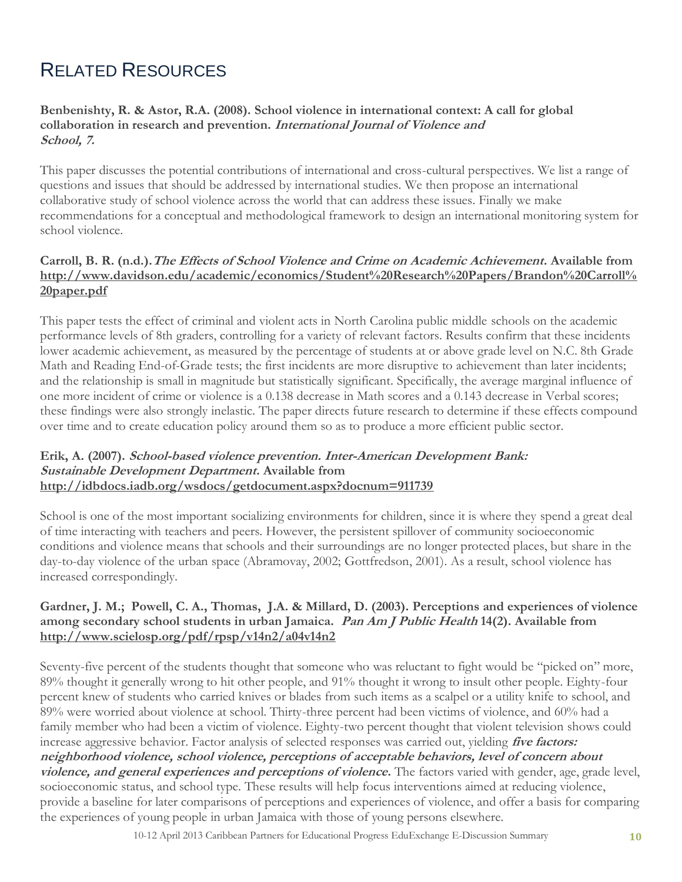# Related Resources

**Benbenishty, R. & Astor, R.A. (2008). School violence in international context: A call for global collaboration in research and prevention. *International Journal of Violence and School, 7.***

This paper discusses the potential contributions of international and cross-cultural perspectives. We list a range of questions and issues that should be addressed by international studies. We then propose an international collaborative study of school violence across the world that can address these issues. Finally we make recommendations for a conceptual and methodological framework to design an international monitoring system for school violence.

**Carroll, B. R. (n.d.). *The Effects of School Violence and Crime on Academic Achievement*. Available from [http://www.davidson.edu/academic/economics/Student%20Research%20Papers/Brandon%20Carroll%20paper.pdf](http://www.davidson.edu/academic/economics/Student%20Research%20Papers/Brandon%20Carroll%20paper.pdf)**

This paper tests the effect of criminal and violent acts in North Carolina public middle schools on the academic performance levels of 8th graders, controlling for a variety of relevant factors. Results confirm that these incidents lower academic achievement, as measured by the percentage of students at or above grade level on N.C. 8th Grade Math and Reading End-of-Grade tests; the first incidents are more disruptive to achievement than later incidents; and the relationship is small in magnitude but statistically significant. Specifically, the average marginal influence of one more incident of crime or violence is a 0.138 decrease in Math scores and a 0.143 decrease in Verbal scores; these findings were also strongly inelastic. The paper directs future research to determine if these effects compound over time and to create education policy around them so as to produce a more efficient public sector.

**Erik, A. (2007). *School-based violence prevention. Inter-American Development Bank: Sustainable Development Department*. Available from [http://idbdocs.iadb.org/wsdocs/getdocument.aspx?docnum=911739](http://idbdocs.iadb.org/wsdocs/getdocument.aspx?docnum=911739)**

School is one of the most important socializing environments for children, since it is where they spend a great deal of time interacting with teachers and peers. However, the persistent spillover of community socioeconomic conditions and violence means that schools and their surroundings are no longer protected places, but share in the day-to-day violence of the urban space (Abramovay, 2002; Gottfredson, 2001). As a result, school violence has increased correspondingly.

**Gardner, J. M.; Powell, C. A., Thomas, J.A. & Millard, D. (2003). Perceptions and experiences of violence among secondary school students in urban Jamaica. *Pan Am J Public Health* 14(2). Available from [http://www.scielosp.org/pdf/rpsp/v14n2/a04v14n2](http://www.scielosp.org/pdf/rpsp/v14n2/a04v14n2)**

Seventy-five percent of the students thought that someone who was reluctant to fight would be "picked on" more, 89% thought it generally wrong to hit other people, and 91% thought it wrong to insult other people. Eighty-four percent knew of students who carried knives or blades from such items as a scalpel or a utility knife to school, and 89% were worried about violence at school. Thirty-three percent had been victims of violence, and 60% had a family member who had been a victim of violence. Eighty-two percent thought that violent television shows could increase aggressive behavior. Factor analysis of selected responses was carried out, yielding ***five factors: neighborhood violence, school violence, perceptions of acceptable behaviors, level of concern about violence, and general experiences and perceptions of violence.*** The factors varied with gender, age, grade level, socioeconomic status, and school type. These results will help focus interventions aimed at reducing violence, provide a baseline for later comparisons of perceptions and experiences of violence, and offer a basis for comparing the experiences of young people in urban Jamaica with those of young persons elsewhere.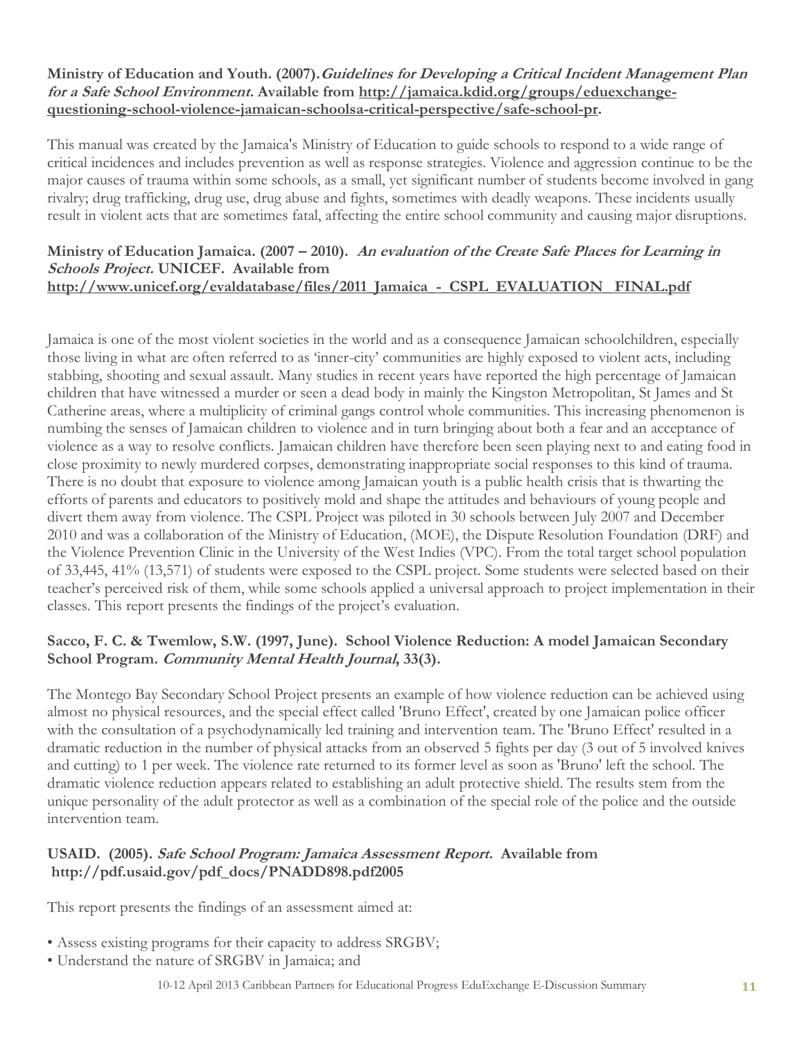**Ministry of Education and Youth. (2007).*Guidelines for Developing a Critical Incident Management Plan for a Safe School Environment*. Available from [http://jamaica.kdid.org/groups/eduexchange-questioning-school-violence-jamaican-schoolsa-critical-perspective/safe-school-pr](http://jamaica.kdid.org/groups/eduexchange-questioning-school-violence-jamaican-schoolsa-critical-perspective/safe-school-pr).**

This manual was created by the Jamaica's Ministry of Education to guide schools to respond to a wide range of critical incidences and includes prevention as well as response strategies. Violence and aggression continue to be the major causes of trauma within some schools, as a small, yet significant number of students become involved in gang rivalry; drug trafficking, drug use, drug abuse and fights, sometimes with deadly weapons. These incidents usually result in violent acts that are sometimes fatal, affecting the entire school community and causing major disruptions.

**Ministry of Education Jamaica. (2007 – 2010). *An evaluation of the Create Safe Places for Learning in Schools Project.* UNICEF. Available from [http://www.unicef.org/evaldatabase/files/2011_Jamaica_-_CSPL_EVALUATION_FINAL.pdf](http://www.unicef.org/evaldatabase/files/2011_Jamaica_-_CSPL_EVALUATION_FINAL.pdf)**

Jamaica is one of the most violent societies in the world and as a consequence Jamaican schoolchildren, especially those living in what are often referred to as 'inner-city' communities are highly exposed to violent acts, including stabbing, shooting and sexual assault. Many studies in recent years have reported the high percentage of Jamaican children that have witnessed a murder or seen a dead body in mainly the Kingston Metropolitan, St James and St Catherine areas, where a multiplicity of criminal gangs control whole communities. This increasing phenomenon is numbing the senses of Jamaican children to violence and in turn bringing about both a fear and an acceptance of violence as a way to resolve conflicts. Jamaican children have therefore been seen playing next to and eating food in close proximity to newly murdered corpses, demonstrating inappropriate social responses to this kind of trauma. There is no doubt that exposure to violence among Jamaican youth is a public health crisis that is thwarting the efforts of parents and educators to positively mold and shape the attitudes and behaviours of young people and divert them away from violence. The CSPL Project was piloted in 30 schools between July 2007 and December 2010 and was a collaboration of the Ministry of Education, (MOE), the Dispute Resolution Foundation (DRF) and the Violence Prevention Clinic in the University of the West Indies (VPC). From the total target school population of 33,445, 41% (13,571) of students were exposed to the CSPL project. Some students were selected based on their teacher's perceived risk of them, while some schools applied a universal approach to project implementation in their classes. This report presents the findings of the project's evaluation.

**Sacco, F. C. & Twemlow, S.W. (1997, June). School Violence Reduction: A model Jamaican Secondary School Program. *Community Mental Health Journal*, 33(3).**

The Montego Bay Secondary School Project presents an example of how violence reduction can be achieved using almost no physical resources, and the special effect called 'Bruno Effect', created by one Jamaican police officer with the consultation of a psychodynamically led training and intervention team. The 'Bruno Effect' resulted in a dramatic reduction in the number of physical attacks from an observed 5 fights per day (3 out of 5 involved knives and cutting) to 1 per week. The violence rate returned to its former level as soon as 'Bruno' left the school. The dramatic violence reduction appears related to establishing an adult protective shield. The results stem from the unique personality of the adult protector as well as a combination of the special role of the police and the outside intervention team.

**USAID. (2005). *Safe School Program: Jamaica Assessment Report.* Available from http://pdf.usaid.gov/pdf_docs/PNADD898.pdf2005**

This report presents the findings of an assessment aimed at:

- Assess existing programs for their capacity to address SRGBV;
- Understand the nature of SRGBV in Jamaica; and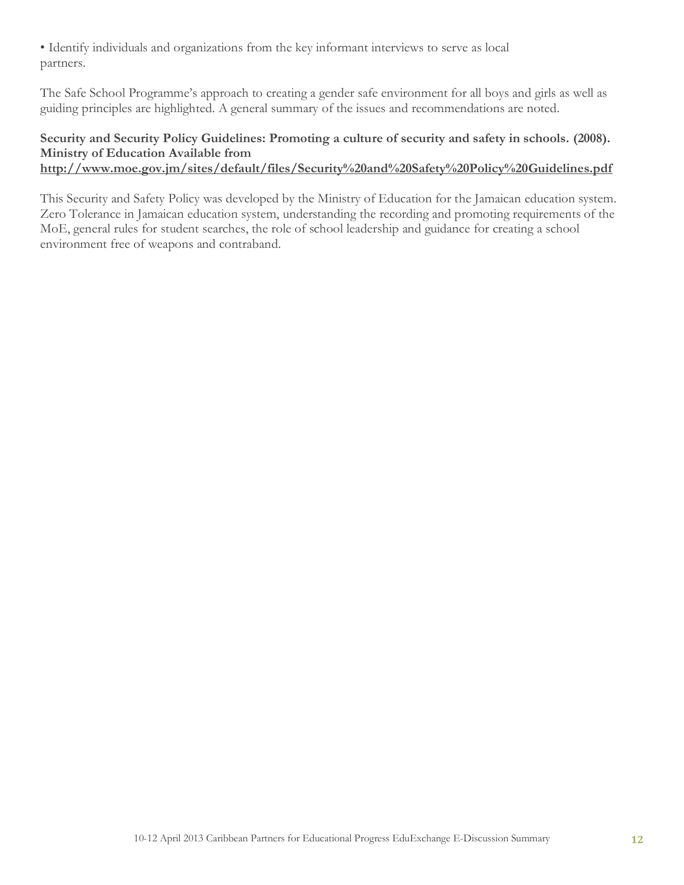• Identify individuals and organizations from the key informant interviews to serve as local partners.

The Safe School Programme's approach to creating a gender safe environment for all boys and girls as well as guiding principles are highlighted. A general summary of the issues and recommendations are noted.

**Security and Security Policy Guidelines: Promoting a culture of security and safety in schools. (2008). Ministry of Education Available from http://www.moe.gov.jm/sites/default/files/Security%20and%20Safety%20Policy%20Guidelines.pdf**

This Security and Safety Policy was developed by the Ministry of Education for the Jamaican education system. Zero Tolerance in Jamaican education system, understanding the recording and promoting requirements of the MoE, general rules for student searches, the role of school leadership and guidance for creating a school environment free of weapons and contraband.